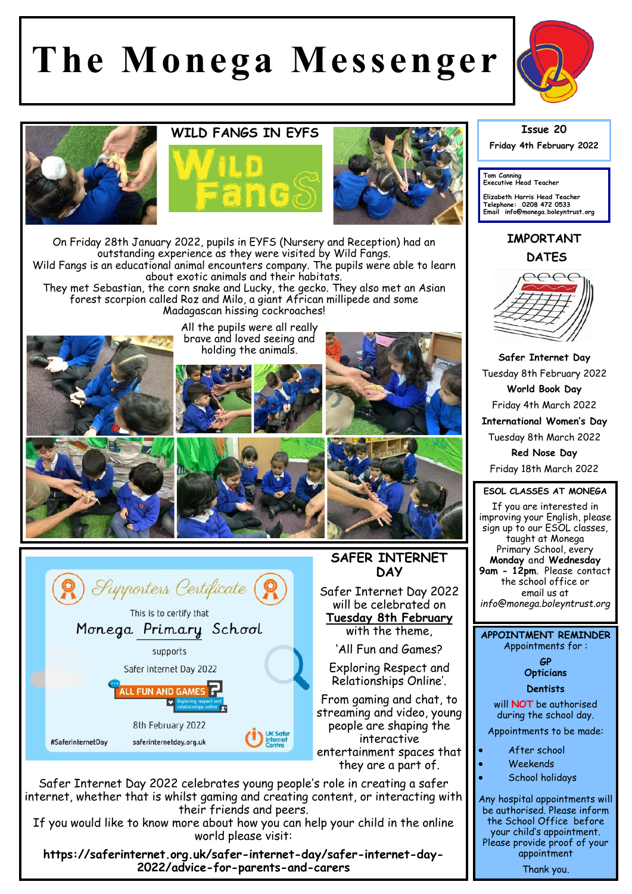# The Monega Messenger

**Issue 20**

**Friday 4th February 2022**

Tom Canning
Executive Head Teacher

Elizabeth Harris Head Teacher
Telephone: 0208 472 0533
Email info@monega.boleyntrust.org

## WILD FANGS IN EYFS

On Friday 28th January 2022, pupils in EYFS (Nursery and Reception) had an outstanding experience as they were visited by Wild Fangs.
Wild Fangs is an educational animal encounters company. The pupils were able to learn about exotic animals and their habitats.
They met Sebastian, the corn snake and Lucky, the gecko. They also met an Asian forest scorpion called Roz and Milo, a giant African millipede and some Madagascan hissing cockroaches!

All the pupils were all really brave and loved seeing and holding the animals.

## SAFER INTERNET DAY

Supporters Certificate

This is to certify that

Monega Primary School

supports

Safer Internet Day 2022

ALL FUN AND GAMES? Exploring respect and relationships online

8th February 2022

#SaferInternetDay saferinternetday.org.uk UK Safer Internet Centre

Safer Internet Day 2022 will be celebrated on **Tuesday 8th February** with the theme,

'All Fun and Games? Exploring Respect and Relationships Online'.

From gaming and chat, to streaming and video, young people are shaping the interactive entertainment spaces that they are a part of.

Safer Internet Day 2022 celebrates young people's role in creating a safer internet, whether that is whilst gaming and creating content, or interacting with their friends and peers.
If you would like to know more about how you can help your child in the online world please visit:

**https://saferinternet.org.uk/safer-internet-day/safer-internet-day-2022/advice-for-parents-and-carers**

## IMPORTANT DATES

**Safer Internet Day**
Tuesday 8th February 2022

**World Book Day**
Friday 4th March 2022

**International Women's Day**
Tuesday 8th March 2022

**Red Nose Day**
Friday 18th March 2022

## ESOL CLASSES AT MONEGA

If you are interested in improving your English, please sign up to our ESOL classes, taught at Monega Primary School, every **Monday** and **Wednesday 9am - 12pm**. Please contact the school office or email us at *info@monega.boleyntrust.org*

## APPOINTMENT REMINDER

Appointments for :

***GP***
**Opticians**
**Dentists**

will **NOT** be authorised during the school day.

Appointments to be made:

- After school
- Weekends
- School holidays

Any hospital appointments will be authorised. Please inform the School Office before your child's appointment. Please provide proof of your appointment

Thank you.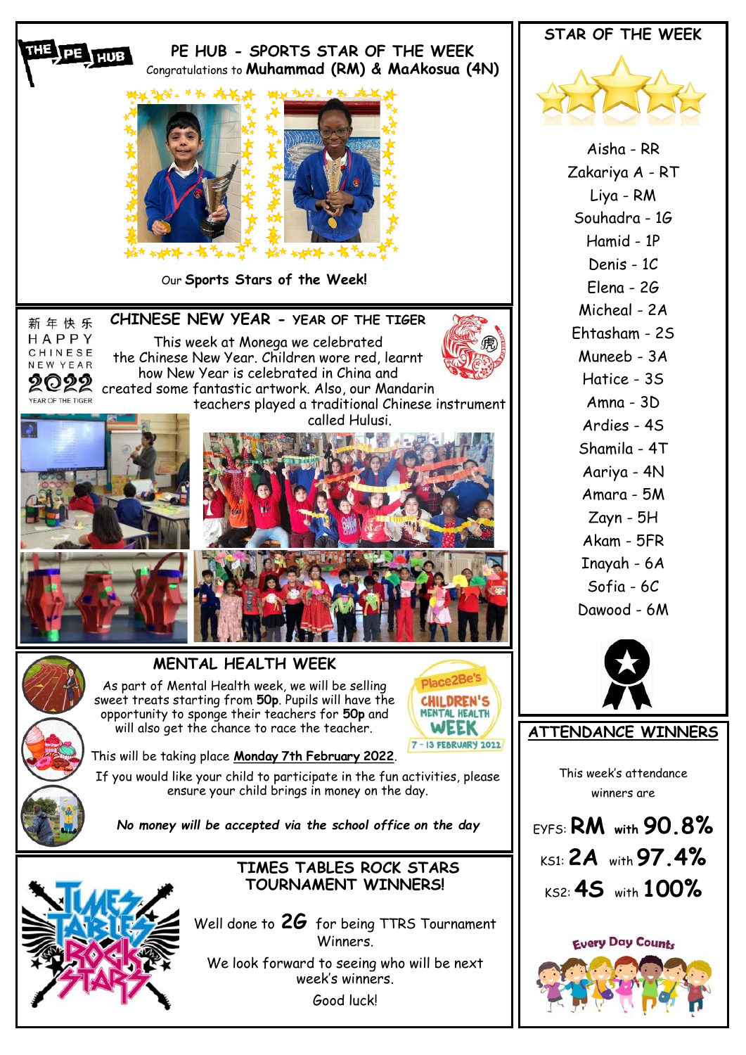## PE HUB - SPORTS STAR OF THE WEEK

Congratulations to **Muhammad (RM) & MaAkosua (4N)**

Our **Sports Stars of the Week!**

## CHINESE NEW YEAR - YEAR OF THE TIGER

新年快乐 HAPPY CHINESE NEW YEAR 2022 YEAR OF THE TIGER

This week at Monega we celebrated the Chinese New Year. Children wore red, learnt how New Year is celebrated in China and created some fantastic artwork. Also, our Mandarin teachers played a traditional Chinese instrument called Hulusi.

## MENTAL HEALTH WEEK

As part of Mental Health week, we will be selling sweet treats starting from **50p**. Pupils will have the opportunity to sponge their teachers for **50p** and will also get the chance to race the teacher.

Place2Be's CHILDREN'S MENTAL HEALTH WEEK 7 - 13 FEBRUARY 2022

This will be taking place **Monday 7th February 2022**.

If you would like your child to participate in the fun activities, please ensure your child brings in money on the day.

***No money will be accepted via the school office on the day***

## TIMES TABLES ROCK STARS TOURNAMENT WINNERS!

Well done to **2G** for being TTRS Tournament Winners.

We look forward to seeing who will be next week's winners.

Good luck!

## STAR OF THE WEEK

Aisha - RR
Zakariya A - RT
Liya - RM
Souhadra - 1G
Hamid - 1P
Denis - 1C
Elena - 2G
Micheal - 2A
Ehtasham - 2S
Muneeb - 3A
Hatice - 3S
Amna - 3D
Ardies - 4S
Shamila - 4T
Aariya - 4N
Amara - 5M
Zayn - 5H
Akam - 5FR
Inayah - 6A
Sofia - 6C
Dawood - 6M

## ATTENDANCE WINNERS

This week's attendance winners are

EYFS: **RM** with **90.8%**

KS1: **2A** with **97.4%**

KS2: **4S** with **100%**

Every Day Counts